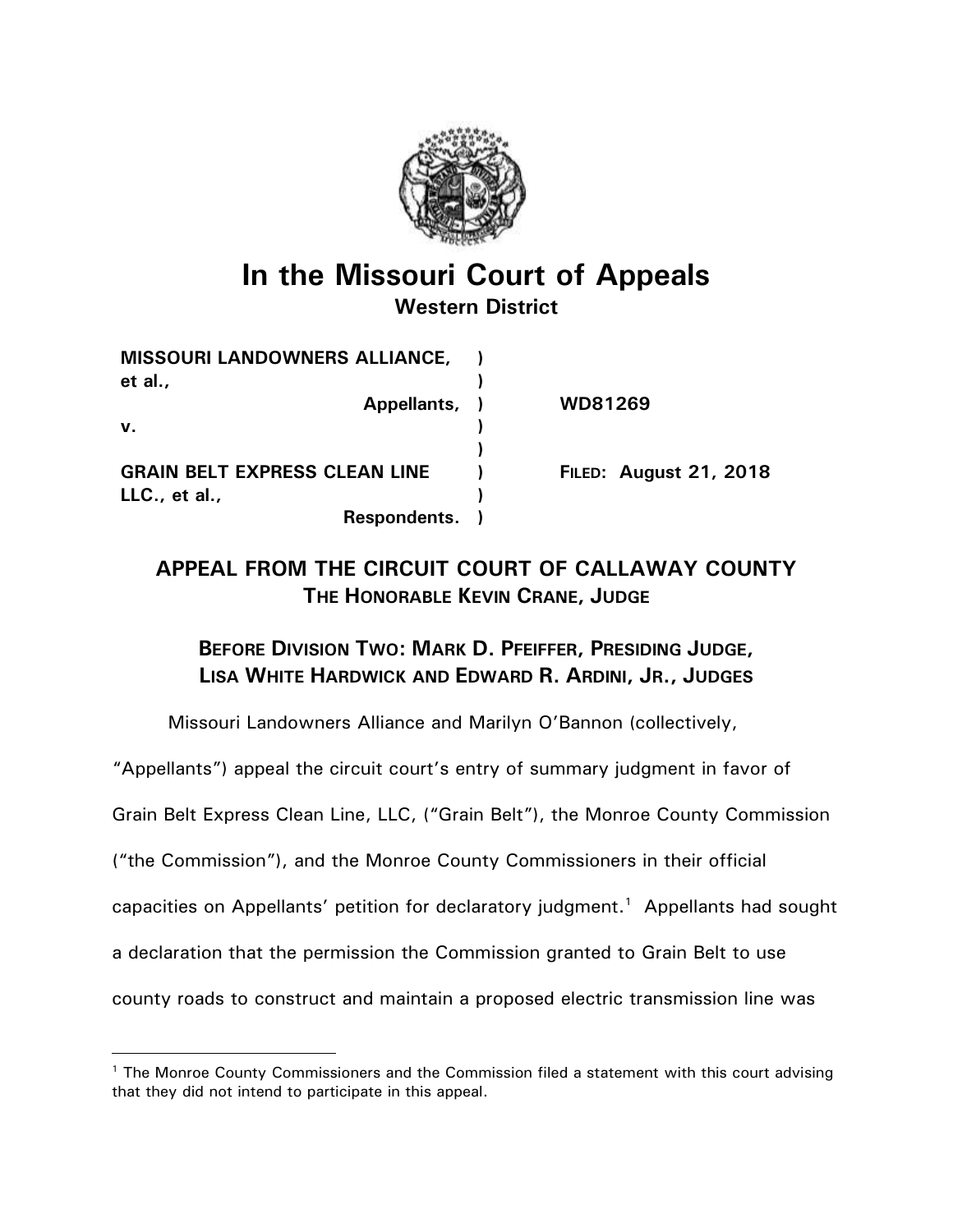# In the Missouri Court of Appeals
**Western District**

| | | |
|---|---|---|
| **MISSOURI LANDOWNERS ALLIANCE, et al.,** | ) | |
| **Appellants,** | ) | **WD81269** |
| **v.** | ) | |
| | ) | |
| **GRAIN BELT EXPRESS CLEAN LINE LLC., et al.,** | ) | **FILED: August 21, 2018** |
| **Respondents.** | ) | |

## APPEAL FROM THE CIRCUIT COURT OF CALLAWAY COUNTY
**THE HONORABLE KEVIN CRANE, JUDGE**

**BEFORE DIVISION TWO: MARK D. PFEIFFER, PRESIDING JUDGE, LISA WHITE HARDWICK AND EDWARD R. ARDINI, JR., JUDGES**

Missouri Landowners Alliance and Marilyn O'Bannon (collectively, "Appellants") appeal the circuit court's entry of summary judgment in favor of Grain Belt Express Clean Line, LLC, ("Grain Belt"), the Monroe County Commission ("the Commission"), and the Monroe County Commissioners in their official capacities on Appellants' petition for declaratory judgment.[1] Appellants had sought a declaration that the permission the Commission granted to Grain Belt to use county roads to construct and maintain a proposed electric transmission line was

---

[1] The Monroe County Commissioners and the Commission filed a statement with this court advising that they did not intend to participate in this appeal.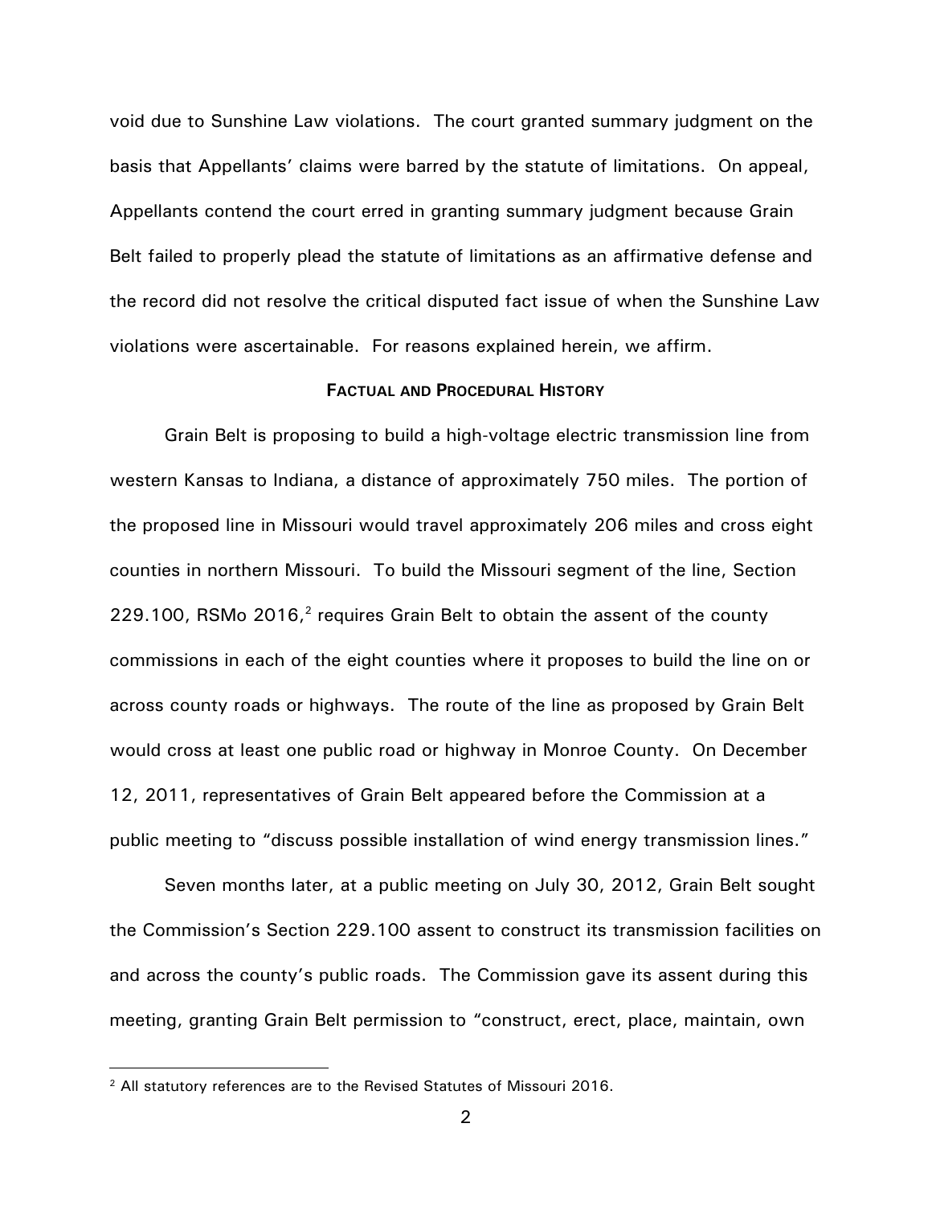void due to Sunshine Law violations. The court granted summary judgment on the basis that Appellants' claims were barred by the statute of limitations. On appeal, Appellants contend the court erred in granting summary judgment because Grain Belt failed to properly plead the statute of limitations as an affirmative defense and the record did not resolve the critical disputed fact issue of when the Sunshine Law violations were ascertainable. For reasons explained herein, we affirm.

**FACTUAL AND PROCEDURAL HISTORY**

Grain Belt is proposing to build a high-voltage electric transmission line from western Kansas to Indiana, a distance of approximately 750 miles. The portion of the proposed line in Missouri would travel approximately 206 miles and cross eight counties in northern Missouri. To build the Missouri segment of the line, Section 229.100, RSMo 2016,[2] requires Grain Belt to obtain the assent of the county commissions in each of the eight counties where it proposes to build the line on or across county roads or highways. The route of the line as proposed by Grain Belt would cross at least one public road or highway in Monroe County. On December 12, 2011, representatives of Grain Belt appeared before the Commission at a public meeting to "discuss possible installation of wind energy transmission lines."

Seven months later, at a public meeting on July 30, 2012, Grain Belt sought the Commission's Section 229.100 assent to construct its transmission facilities on and across the county's public roads. The Commission gave its assent during this meeting, granting Grain Belt permission to "construct, erect, place, maintain, own

---

[2] All statutory references are to the Revised Statutes of Missouri 2016.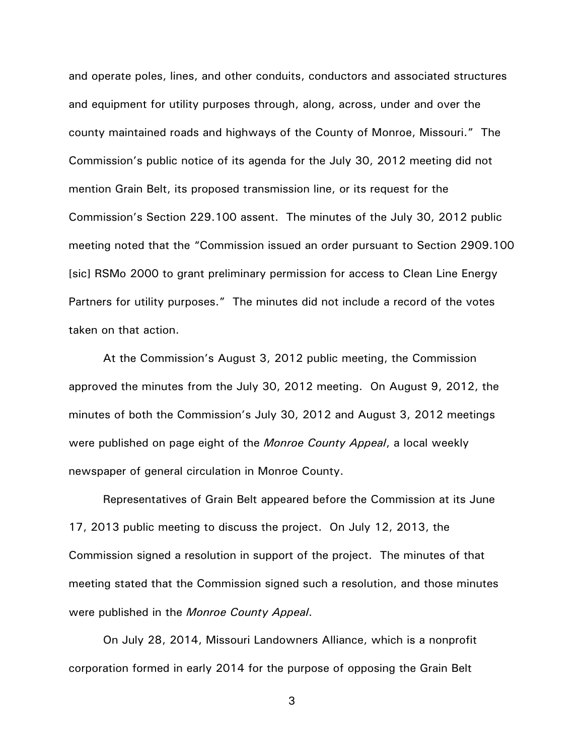and operate poles, lines, and other conduits, conductors and associated structures and equipment for utility purposes through, along, across, under and over the county maintained roads and highways of the County of Monroe, Missouri." The Commission's public notice of its agenda for the July 30, 2012 meeting did not mention Grain Belt, its proposed transmission line, or its request for the Commission's Section 229.100 assent. The minutes of the July 30, 2012 public meeting noted that the "Commission issued an order pursuant to Section 2909.100 [sic] RSMo 2000 to grant preliminary permission for access to Clean Line Energy Partners for utility purposes." The minutes did not include a record of the votes taken on that action.

At the Commission's August 3, 2012 public meeting, the Commission approved the minutes from the July 30, 2012 meeting. On August 9, 2012, the minutes of both the Commission's July 30, 2012 and August 3, 2012 meetings were published on page eight of the *Monroe County Appeal*, a local weekly newspaper of general circulation in Monroe County.

Representatives of Grain Belt appeared before the Commission at its June 17, 2013 public meeting to discuss the project. On July 12, 2013, the Commission signed a resolution in support of the project. The minutes of that meeting stated that the Commission signed such a resolution, and those minutes were published in the *Monroe County Appeal*.

On July 28, 2014, Missouri Landowners Alliance, which is a nonprofit corporation formed in early 2014 for the purpose of opposing the Grain Belt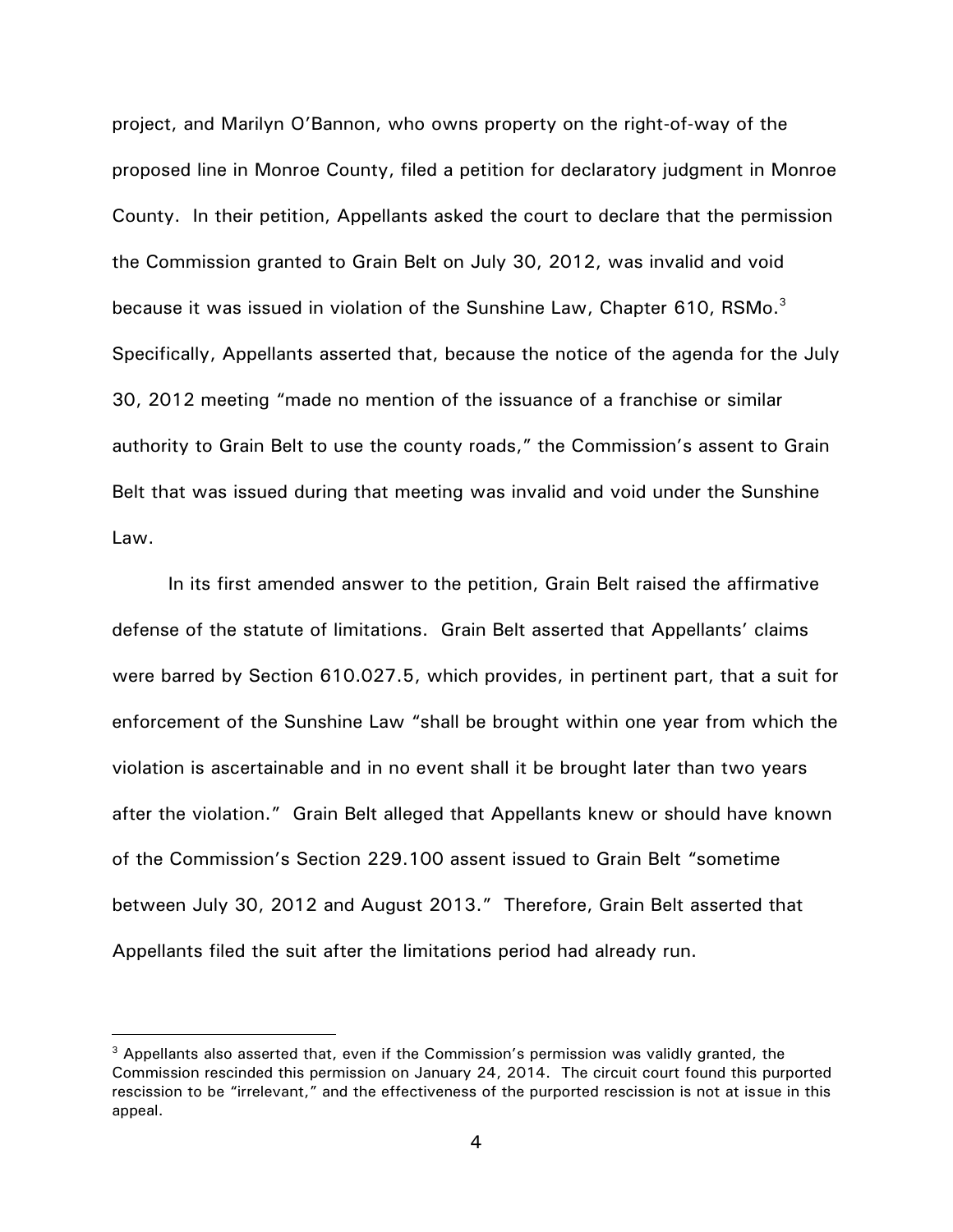project, and Marilyn O'Bannon, who owns property on the right-of-way of the proposed line in Monroe County, filed a petition for declaratory judgment in Monroe County. In their petition, Appellants asked the court to declare that the permission the Commission granted to Grain Belt on July 30, 2012, was invalid and void because it was issued in violation of the Sunshine Law, Chapter 610, RSMo.[3] Specifically, Appellants asserted that, because the notice of the agenda for the July 30, 2012 meeting "made no mention of the issuance of a franchise or similar authority to Grain Belt to use the county roads," the Commission's assent to Grain Belt that was issued during that meeting was invalid and void under the Sunshine Law.

In its first amended answer to the petition, Grain Belt raised the affirmative defense of the statute of limitations. Grain Belt asserted that Appellants' claims were barred by Section 610.027.5, which provides, in pertinent part, that a suit for enforcement of the Sunshine Law "shall be brought within one year from which the violation is ascertainable and in no event shall it be brought later than two years after the violation." Grain Belt alleged that Appellants knew or should have known of the Commission's Section 229.100 assent issued to Grain Belt "sometime between July 30, 2012 and August 2013." Therefore, Grain Belt asserted that Appellants filed the suit after the limitations period had already run.

[3] Appellants also asserted that, even if the Commission's permission was validly granted, the Commission rescinded this permission on January 24, 2014. The circuit court found this purported rescission to be "irrelevant," and the effectiveness of the purported rescission is not at issue in this appeal.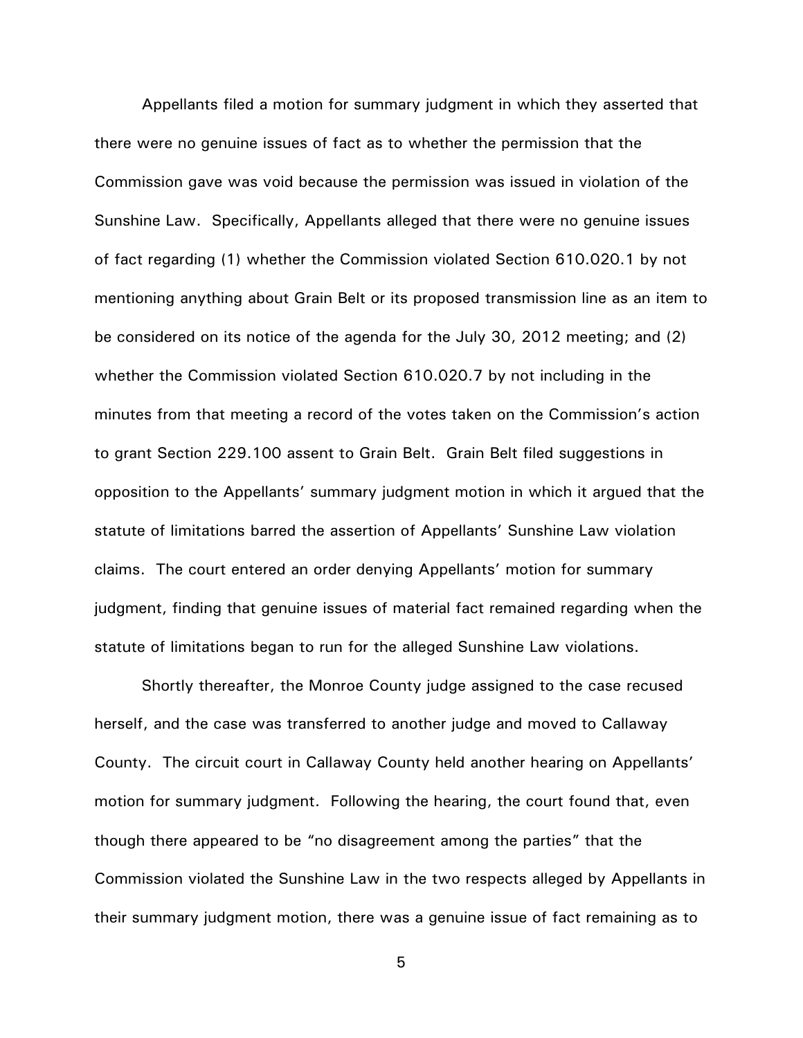Appellants filed a motion for summary judgment in which they asserted that there were no genuine issues of fact as to whether the permission that the Commission gave was void because the permission was issued in violation of the Sunshine Law. Specifically, Appellants alleged that there were no genuine issues of fact regarding (1) whether the Commission violated Section 610.020.1 by not mentioning anything about Grain Belt or its proposed transmission line as an item to be considered on its notice of the agenda for the July 30, 2012 meeting; and (2) whether the Commission violated Section 610.020.7 by not including in the minutes from that meeting a record of the votes taken on the Commission's action to grant Section 229.100 assent to Grain Belt. Grain Belt filed suggestions in opposition to the Appellants' summary judgment motion in which it argued that the statute of limitations barred the assertion of Appellants' Sunshine Law violation claims. The court entered an order denying Appellants' motion for summary judgment, finding that genuine issues of material fact remained regarding when the statute of limitations began to run for the alleged Sunshine Law violations.

Shortly thereafter, the Monroe County judge assigned to the case recused herself, and the case was transferred to another judge and moved to Callaway County. The circuit court in Callaway County held another hearing on Appellants' motion for summary judgment. Following the hearing, the court found that, even though there appeared to be "no disagreement among the parties" that the Commission violated the Sunshine Law in the two respects alleged by Appellants in their summary judgment motion, there was a genuine issue of fact remaining as to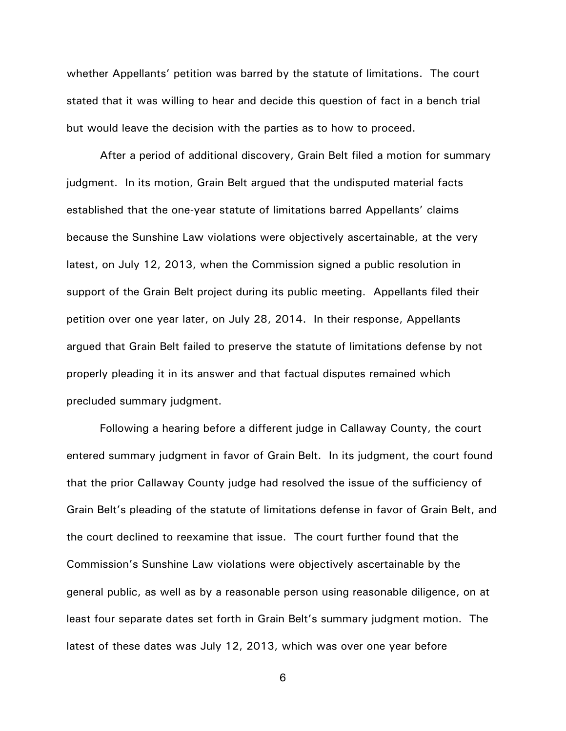whether Appellants' petition was barred by the statute of limitations. The court stated that it was willing to hear and decide this question of fact in a bench trial but would leave the decision with the parties as to how to proceed.

After a period of additional discovery, Grain Belt filed a motion for summary judgment. In its motion, Grain Belt argued that the undisputed material facts established that the one-year statute of limitations barred Appellants' claims because the Sunshine Law violations were objectively ascertainable, at the very latest, on July 12, 2013, when the Commission signed a public resolution in support of the Grain Belt project during its public meeting. Appellants filed their petition over one year later, on July 28, 2014. In their response, Appellants argued that Grain Belt failed to preserve the statute of limitations defense by not properly pleading it in its answer and that factual disputes remained which precluded summary judgment.

Following a hearing before a different judge in Callaway County, the court entered summary judgment in favor of Grain Belt. In its judgment, the court found that the prior Callaway County judge had resolved the issue of the sufficiency of Grain Belt's pleading of the statute of limitations defense in favor of Grain Belt, and the court declined to reexamine that issue. The court further found that the Commission's Sunshine Law violations were objectively ascertainable by the general public, as well as by a reasonable person using reasonable diligence, on at least four separate dates set forth in Grain Belt's summary judgment motion. The latest of these dates was July 12, 2013, which was over one year before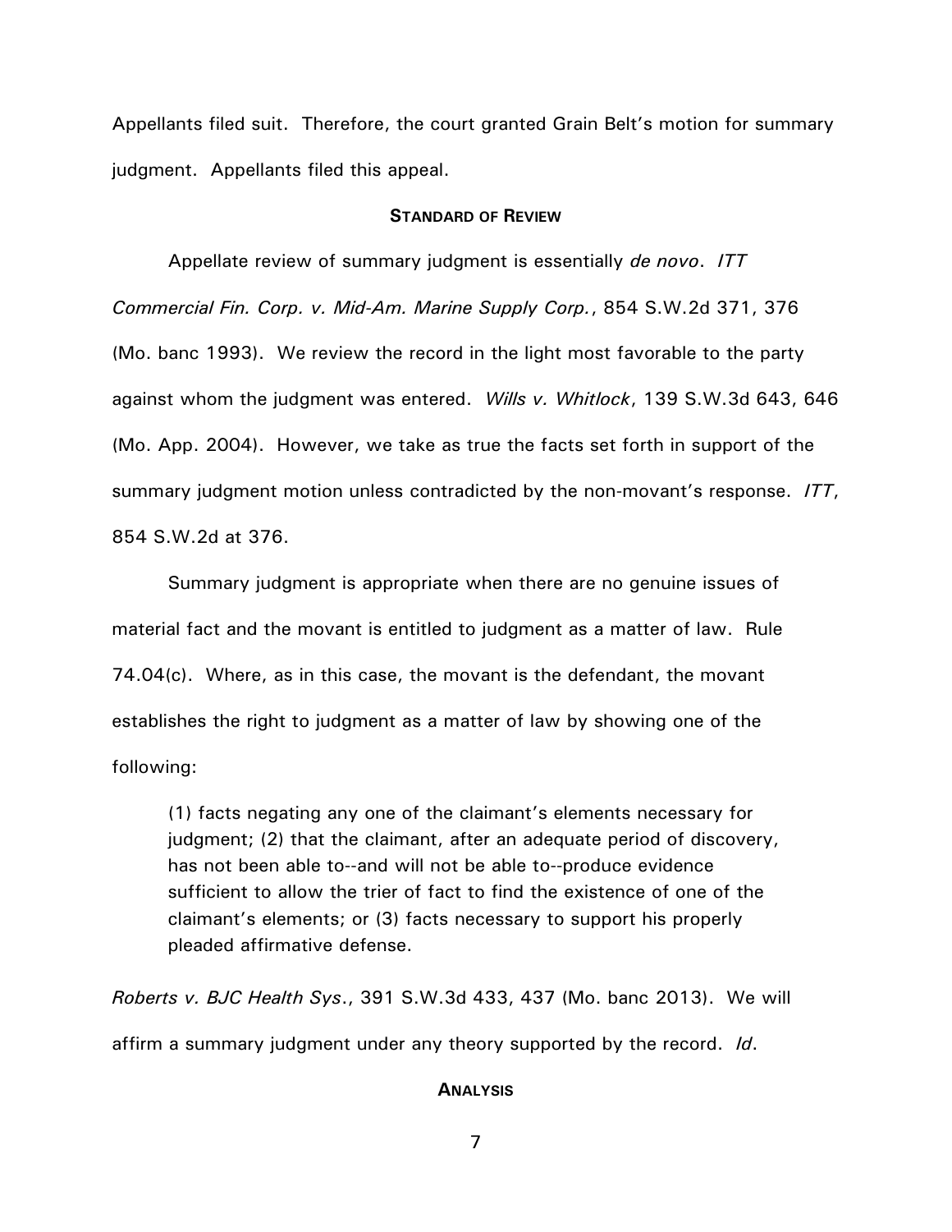Appellants filed suit. Therefore, the court granted Grain Belt's motion for summary judgment. Appellants filed this appeal.

## **STANDARD OF REVIEW**

Appellate review of summary judgment is essentially *de novo*. *ITT Commercial Fin. Corp. v. Mid-Am. Marine Supply Corp.*, 854 S.W.2d 371, 376 (Mo. banc 1993). We review the record in the light most favorable to the party against whom the judgment was entered. *Wills v. Whitlock*, 139 S.W.3d 643, 646 (Mo. App. 2004). However, we take as true the facts set forth in support of the summary judgment motion unless contradicted by the non-movant's response. *ITT*, 854 S.W.2d at 376.

Summary judgment is appropriate when there are no genuine issues of material fact and the movant is entitled to judgment as a matter of law. Rule 74.04(c). Where, as in this case, the movant is the defendant, the movant establishes the right to judgment as a matter of law by showing one of the following:

> (1) facts negating any one of the claimant's elements necessary for judgment; (2) that the claimant, after an adequate period of discovery, has not been able to--and will not be able to--produce evidence sufficient to allow the trier of fact to find the existence of one of the claimant's elements; or (3) facts necessary to support his properly pleaded affirmative defense.

*Roberts v. BJC Health Sys.*, 391 S.W.3d 433, 437 (Mo. banc 2013). We will affirm a summary judgment under any theory supported by the record. *Id*.

## **ANALYSIS**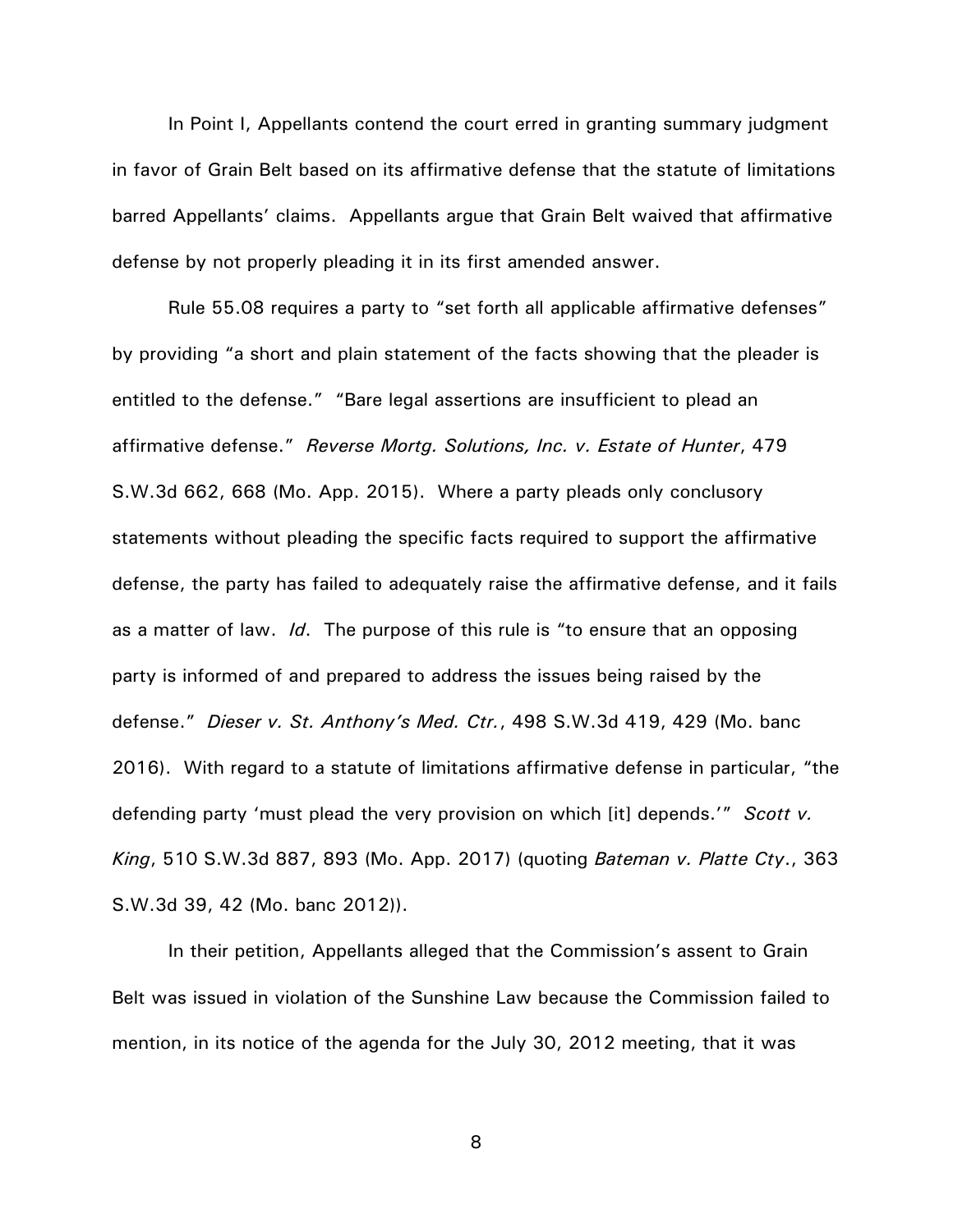In Point I, Appellants contend the court erred in granting summary judgment in favor of Grain Belt based on its affirmative defense that the statute of limitations barred Appellants' claims. Appellants argue that Grain Belt waived that affirmative defense by not properly pleading it in its first amended answer.

Rule 55.08 requires a party to "set forth all applicable affirmative defenses" by providing "a short and plain statement of the facts showing that the pleader is entitled to the defense." "Bare legal assertions are insufficient to plead an affirmative defense." *Reverse Mortg. Solutions, Inc. v. Estate of Hunter*, 479 S.W.3d 662, 668 (Mo. App. 2015). Where a party pleads only conclusory statements without pleading the specific facts required to support the affirmative defense, the party has failed to adequately raise the affirmative defense, and it fails as a matter of law. *Id*. The purpose of this rule is "to ensure that an opposing party is informed of and prepared to address the issues being raised by the defense." *Dieser v. St. Anthony's Med. Ctr.*, 498 S.W.3d 419, 429 (Mo. banc 2016). With regard to a statute of limitations affirmative defense in particular, "the defending party 'must plead the very provision on which [it] depends.'" *Scott v. King*, 510 S.W.3d 887, 893 (Mo. App. 2017) (quoting *Bateman v. Platte Cty.*, 363 S.W.3d 39, 42 (Mo. banc 2012)).

In their petition, Appellants alleged that the Commission's assent to Grain Belt was issued in violation of the Sunshine Law because the Commission failed to mention, in its notice of the agenda for the July 30, 2012 meeting, that it was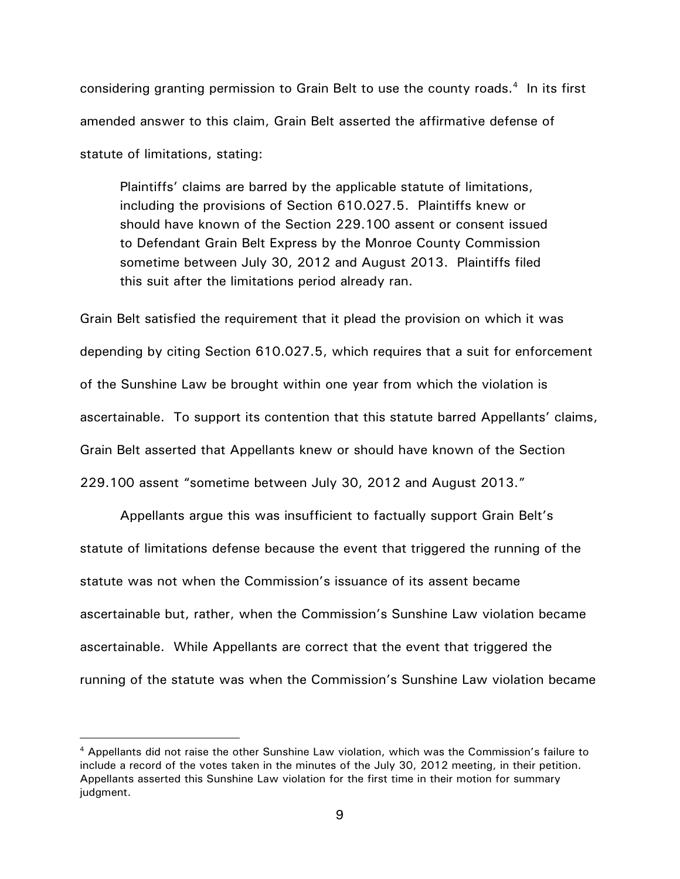considering granting permission to Grain Belt to use the county roads.[4] In its first amended answer to this claim, Grain Belt asserted the affirmative defense of statute of limitations, stating:

> Plaintiffs' claims are barred by the applicable statute of limitations, including the provisions of Section 610.027.5. Plaintiffs knew or should have known of the Section 229.100 assent or consent issued to Defendant Grain Belt Express by the Monroe County Commission sometime between July 30, 2012 and August 2013. Plaintiffs filed this suit after the limitations period already ran.

Grain Belt satisfied the requirement that it plead the provision on which it was depending by citing Section 610.027.5, which requires that a suit for enforcement of the Sunshine Law be brought within one year from which the violation is ascertainable. To support its contention that this statute barred Appellants' claims, Grain Belt asserted that Appellants knew or should have known of the Section 229.100 assent "sometime between July 30, 2012 and August 2013."

Appellants argue this was insufficient to factually support Grain Belt's statute of limitations defense because the event that triggered the running of the statute was not when the Commission's issuance of its assent became ascertainable but, rather, when the Commission's Sunshine Law violation became ascertainable. While Appellants are correct that the event that triggered the running of the statute was when the Commission's Sunshine Law violation became

---

[4] Appellants did not raise the other Sunshine Law violation, which was the Commission's failure to include a record of the votes taken in the minutes of the July 30, 2012 meeting, in their petition. Appellants asserted this Sunshine Law violation for the first time in their motion for summary judgment.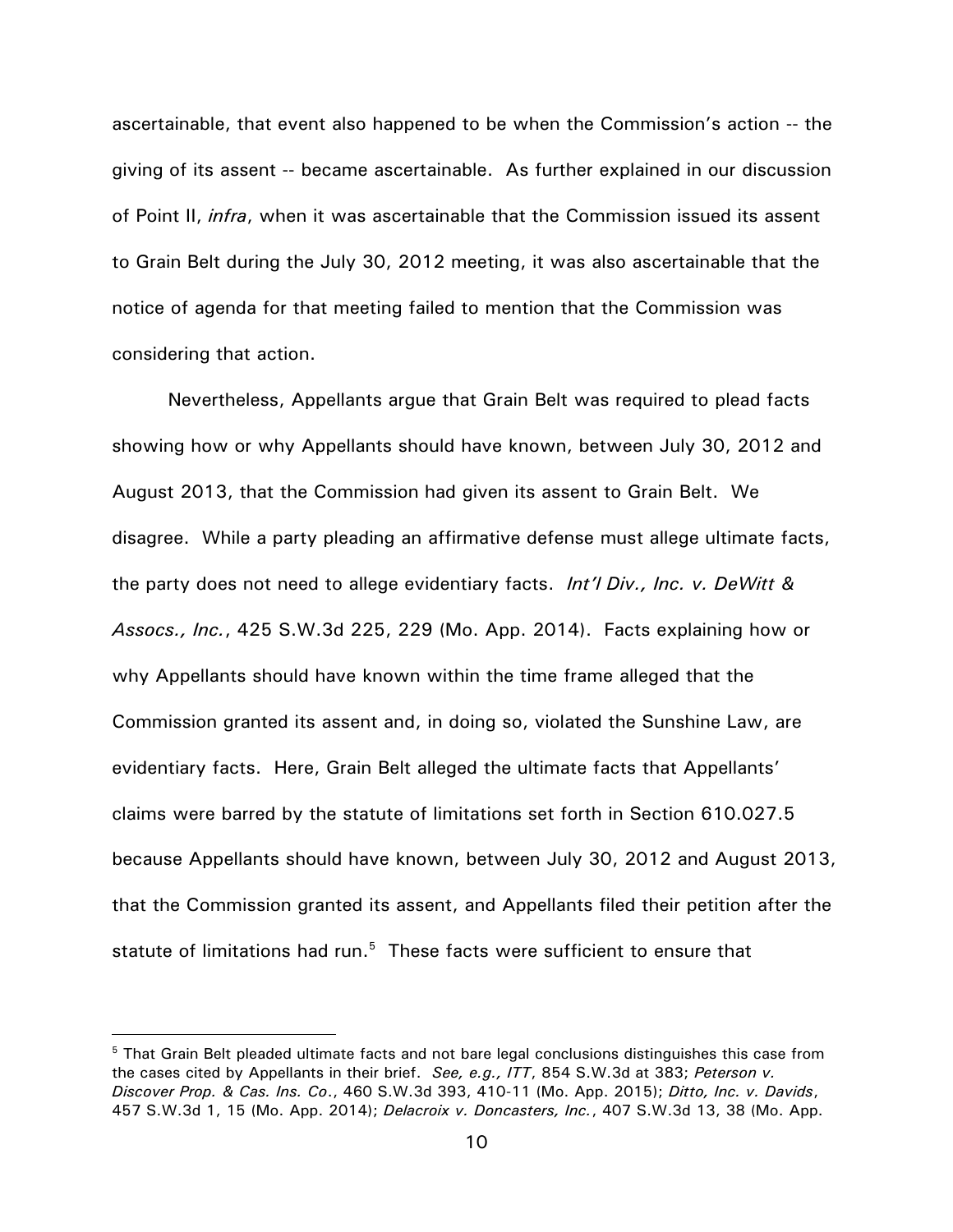ascertainable, that event also happened to be when the Commission's action -- the giving of its assent -- became ascertainable. As further explained in our discussion of Point II, *infra*, when it was ascertainable that the Commission issued its assent to Grain Belt during the July 30, 2012 meeting, it was also ascertainable that the notice of agenda for that meeting failed to mention that the Commission was considering that action.

Nevertheless, Appellants argue that Grain Belt was required to plead facts showing how or why Appellants should have known, between July 30, 2012 and August 2013, that the Commission had given its assent to Grain Belt. We disagree. While a party pleading an affirmative defense must allege ultimate facts, the party does not need to allege evidentiary facts. *Int'l Div., Inc. v. DeWitt & Assocs., Inc.*, 425 S.W.3d 225, 229 (Mo. App. 2014). Facts explaining how or why Appellants should have known within the time frame alleged that the Commission granted its assent and, in doing so, violated the Sunshine Law, are evidentiary facts. Here, Grain Belt alleged the ultimate facts that Appellants' claims were barred by the statute of limitations set forth in Section 610.027.5 because Appellants should have known, between July 30, 2012 and August 2013, that the Commission granted its assent, and Appellants filed their petition after the statute of limitations had run.[5] These facts were sufficient to ensure that

[5] That Grain Belt pleaded ultimate facts and not bare legal conclusions distinguishes this case from the cases cited by Appellants in their brief. *See, e.g., ITT*, 854 S.W.3d at 383; *Peterson v. Discover Prop. & Cas. Ins. Co*., 460 S.W.3d 393, 410-11 (Mo. App. 2015); *Ditto, Inc. v. Davids*, 457 S.W.3d 1, 15 (Mo. App. 2014); *Delacroix v. Doncasters, Inc.*, 407 S.W.3d 13, 38 (Mo. App.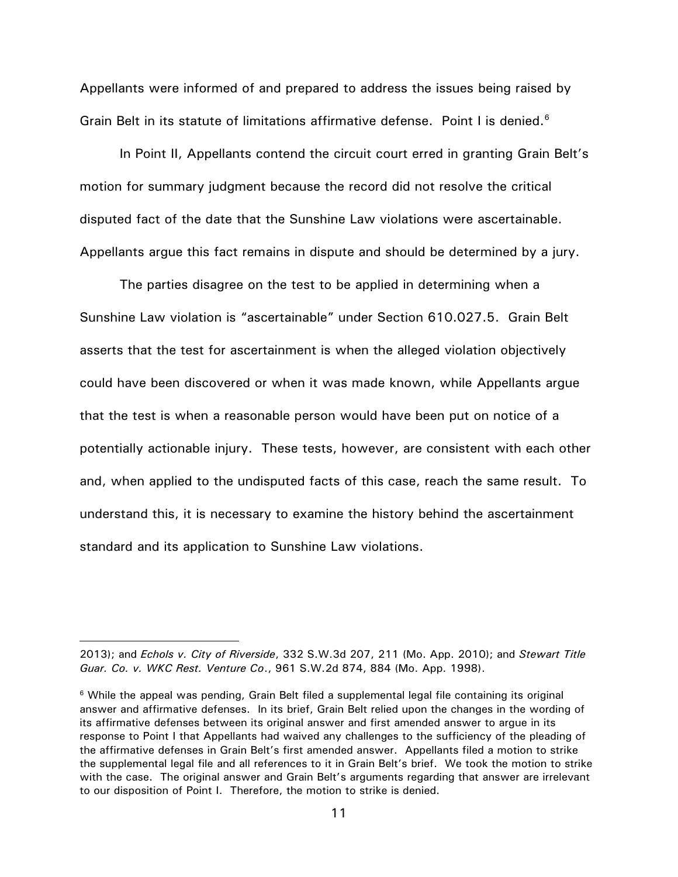Appellants were informed of and prepared to address the issues being raised by Grain Belt in its statute of limitations affirmative defense. Point I is denied.[6]

In Point II, Appellants contend the circuit court erred in granting Grain Belt's motion for summary judgment because the record did not resolve the critical disputed fact of the date that the Sunshine Law violations were ascertainable. Appellants argue this fact remains in dispute and should be determined by a jury.

The parties disagree on the test to be applied in determining when a Sunshine Law violation is "ascertainable" under Section 610.027.5. Grain Belt asserts that the test for ascertainment is when the alleged violation objectively could have been discovered or when it was made known, while Appellants argue that the test is when a reasonable person would have been put on notice of a potentially actionable injury. These tests, however, are consistent with each other and, when applied to the undisputed facts of this case, reach the same result. To understand this, it is necessary to examine the history behind the ascertainment standard and its application to Sunshine Law violations.

---

2013); and *Echols v. City of Riverside*, 332 S.W.3d 207, 211 (Mo. App. 2010); and *Stewart Title Guar. Co. v. WKC Rest. Venture Co*., 961 S.W.2d 874, 884 (Mo. App. 1998).

[6] While the appeal was pending, Grain Belt filed a supplemental legal file containing its original answer and affirmative defenses. In its brief, Grain Belt relied upon the changes in the wording of its affirmative defenses between its original answer and first amended answer to argue in its response to Point I that Appellants had waived any challenges to the sufficiency of the pleading of the affirmative defenses in Grain Belt's first amended answer. Appellants filed a motion to strike the supplemental legal file and all references to it in Grain Belt's brief. We took the motion to strike with the case. The original answer and Grain Belt's arguments regarding that answer are irrelevant to our disposition of Point I. Therefore, the motion to strike is denied.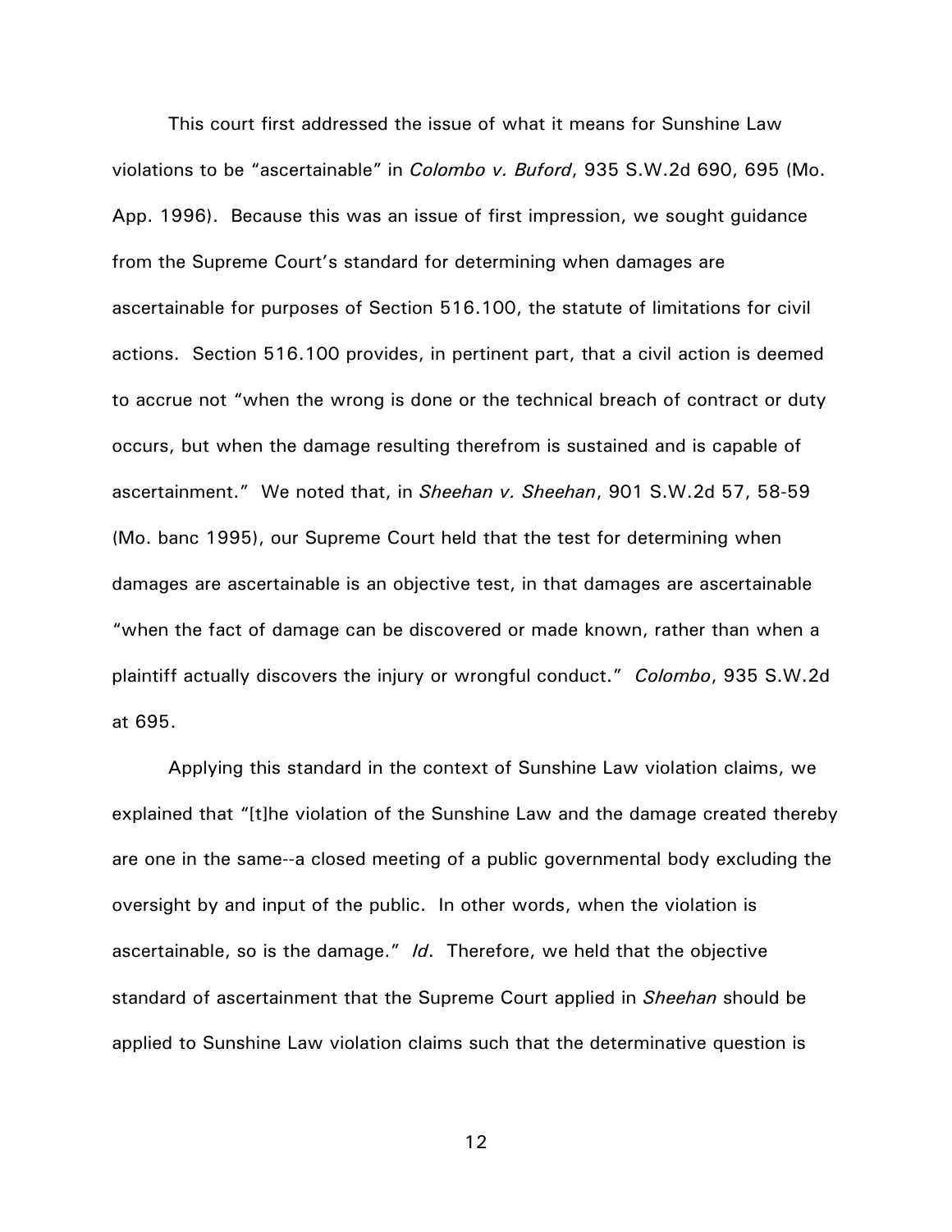This court first addressed the issue of what it means for Sunshine Law violations to be "ascertainable" in *Colombo v. Buford*, 935 S.W.2d 690, 695 (Mo. App. 1996). Because this was an issue of first impression, we sought guidance from the Supreme Court's standard for determining when damages are ascertainable for purposes of Section 516.100, the statute of limitations for civil actions. Section 516.100 provides, in pertinent part, that a civil action is deemed to accrue not "when the wrong is done or the technical breach of contract or duty occurs, but when the damage resulting therefrom is sustained and is capable of ascertainment." We noted that, in *Sheehan v. Sheehan*, 901 S.W.2d 57, 58-59 (Mo. banc 1995), our Supreme Court held that the test for determining when damages are ascertainable is an objective test, in that damages are ascertainable "when the fact of damage can be discovered or made known, rather than when a plaintiff actually discovers the injury or wrongful conduct." *Colombo*, 935 S.W.2d at 695.

Applying this standard in the context of Sunshine Law violation claims, we explained that "[t]he violation of the Sunshine Law and the damage created thereby are one in the same--a closed meeting of a public governmental body excluding the oversight by and input of the public. In other words, when the violation is ascertainable, so is the damage." *Id*. Therefore, we held that the objective standard of ascertainment that the Supreme Court applied in *Sheehan* should be applied to Sunshine Law violation claims such that the determinative question is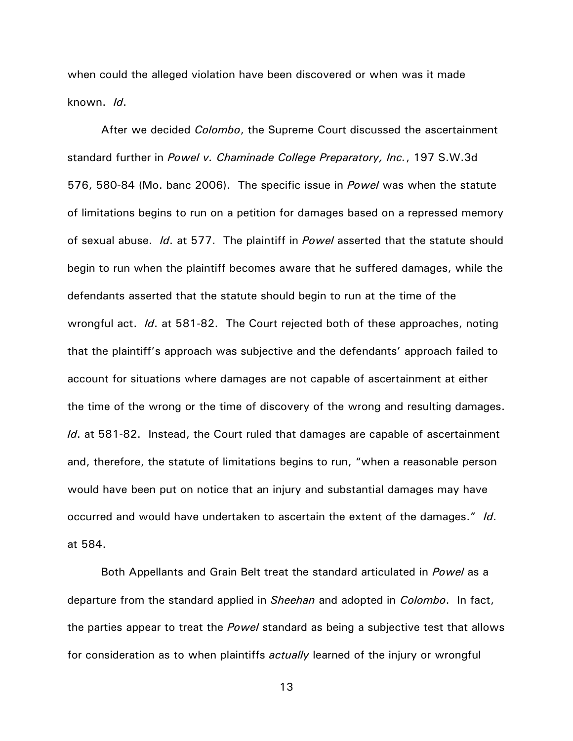when could the alleged violation have been discovered or when was it made known. *Id*.

After we decided *Colombo*, the Supreme Court discussed the ascertainment standard further in *Powel v. Chaminade College Preparatory, Inc.*, 197 S.W.3d 576, 580-84 (Mo. banc 2006). The specific issue in *Powel* was when the statute of limitations begins to run on a petition for damages based on a repressed memory of sexual abuse. *Id*. at 577. The plaintiff in *Powel* asserted that the statute should begin to run when the plaintiff becomes aware that he suffered damages, while the defendants asserted that the statute should begin to run at the time of the wrongful act. *Id*. at 581-82. The Court rejected both of these approaches, noting that the plaintiff's approach was subjective and the defendants' approach failed to account for situations where damages are not capable of ascertainment at either the time of the wrong or the time of discovery of the wrong and resulting damages. *Id*. at 581-82. Instead, the Court ruled that damages are capable of ascertainment and, therefore, the statute of limitations begins to run, "when a reasonable person would have been put on notice that an injury and substantial damages may have occurred and would have undertaken to ascertain the extent of the damages." *Id*. at 584.

Both Appellants and Grain Belt treat the standard articulated in *Powel* as a departure from the standard applied in *Sheehan* and adopted in *Colombo*. In fact, the parties appear to treat the *Powel* standard as being a subjective test that allows for consideration as to when plaintiffs *actually* learned of the injury or wrongful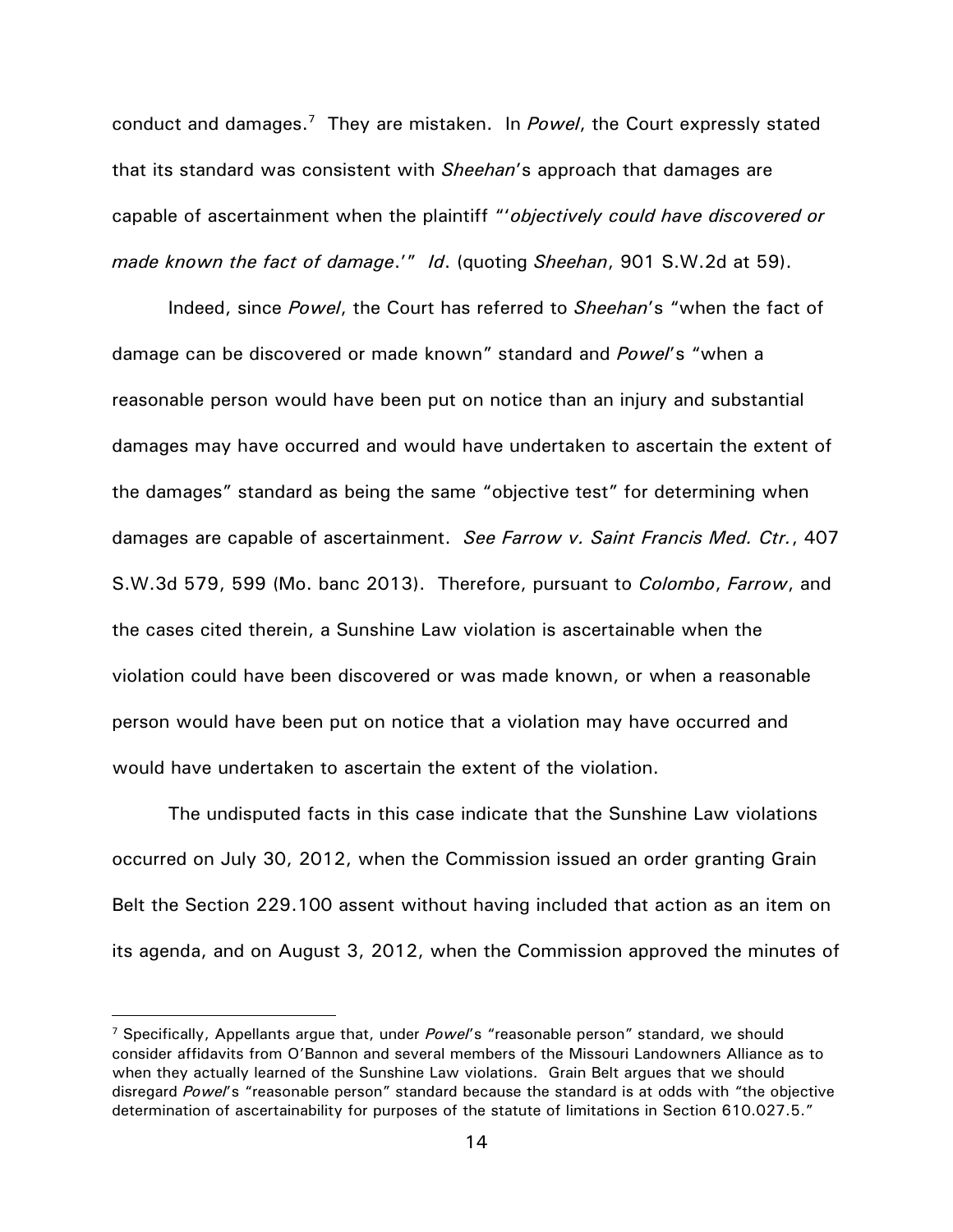conduct and damages.[7] They are mistaken. In *Powel*, the Court expressly stated that its standard was consistent with *Sheehan*'s approach that damages are capable of ascertainment when the plaintiff "'*objectively could have discovered or made known the fact of damage*.'" *Id*. (quoting *Sheehan*, 901 S.W.2d at 59).

Indeed, since *Powel*, the Court has referred to *Sheehan*'s "when the fact of damage can be discovered or made known" standard and *Powel*'s "when a reasonable person would have been put on notice than an injury and substantial damages may have occurred and would have undertaken to ascertain the extent of the damages" standard as being the same "objective test" for determining when damages are capable of ascertainment. *See Farrow v. Saint Francis Med. Ctr.*, 407 S.W.3d 579, 599 (Mo. banc 2013). Therefore, pursuant to *Colombo*, *Farrow*, and the cases cited therein, a Sunshine Law violation is ascertainable when the violation could have been discovered or was made known, or when a reasonable person would have been put on notice that a violation may have occurred and would have undertaken to ascertain the extent of the violation.

The undisputed facts in this case indicate that the Sunshine Law violations occurred on July 30, 2012, when the Commission issued an order granting Grain Belt the Section 229.100 assent without having included that action as an item on its agenda, and on August 3, 2012, when the Commission approved the minutes of

---

[7] Specifically, Appellants argue that, under *Powel*'s "reasonable person" standard, we should consider affidavits from O'Bannon and several members of the Missouri Landowners Alliance as to when they actually learned of the Sunshine Law violations. Grain Belt argues that we should disregard *Powel*'s "reasonable person" standard because the standard is at odds with "the objective determination of ascertainability for purposes of the statute of limitations in Section 610.027.5."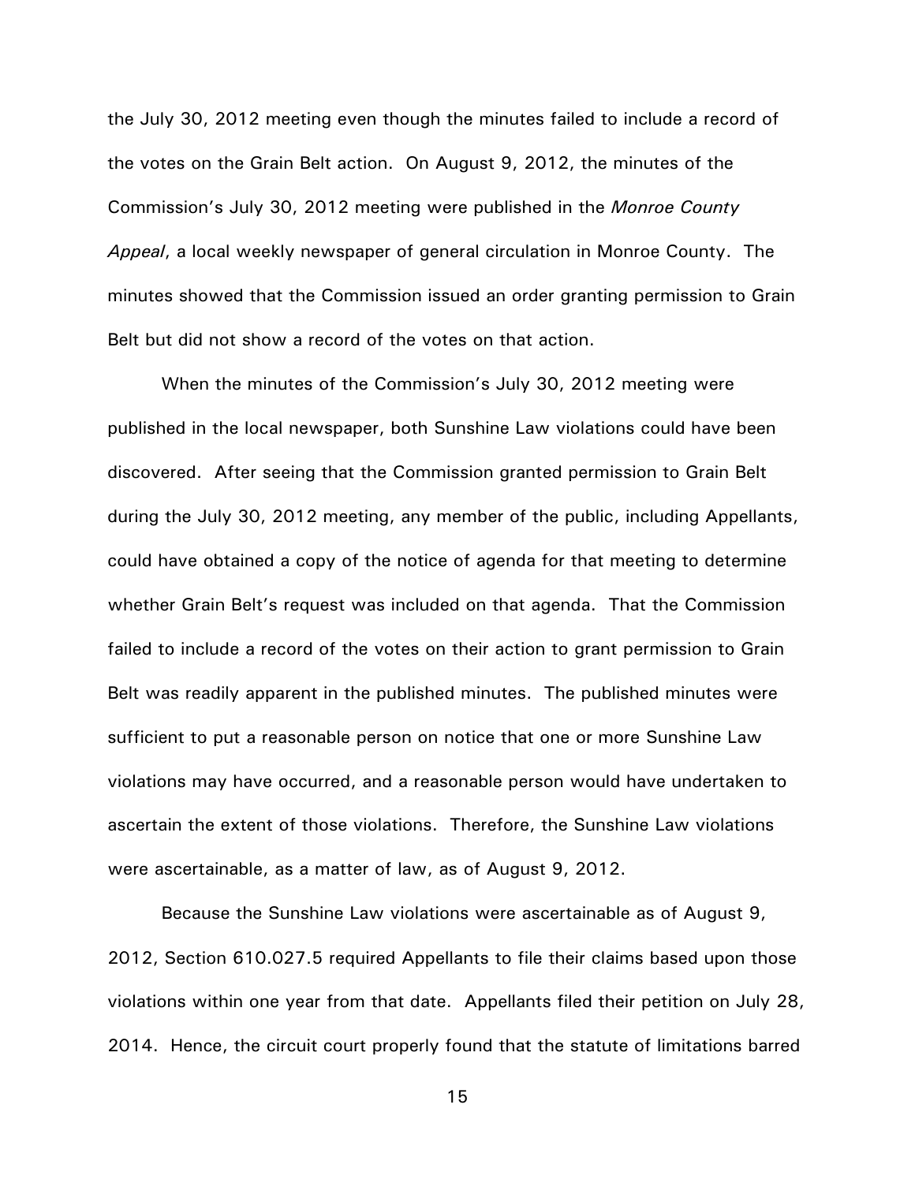the July 30, 2012 meeting even though the minutes failed to include a record of the votes on the Grain Belt action. On August 9, 2012, the minutes of the Commission's July 30, 2012 meeting were published in the *Monroe County Appeal*, a local weekly newspaper of general circulation in Monroe County. The minutes showed that the Commission issued an order granting permission to Grain Belt but did not show a record of the votes on that action.

When the minutes of the Commission's July 30, 2012 meeting were published in the local newspaper, both Sunshine Law violations could have been discovered. After seeing that the Commission granted permission to Grain Belt during the July 30, 2012 meeting, any member of the public, including Appellants, could have obtained a copy of the notice of agenda for that meeting to determine whether Grain Belt's request was included on that agenda. That the Commission failed to include a record of the votes on their action to grant permission to Grain Belt was readily apparent in the published minutes. The published minutes were sufficient to put a reasonable person on notice that one or more Sunshine Law violations may have occurred, and a reasonable person would have undertaken to ascertain the extent of those violations. Therefore, the Sunshine Law violations were ascertainable, as a matter of law, as of August 9, 2012.

Because the Sunshine Law violations were ascertainable as of August 9, 2012, Section 610.027.5 required Appellants to file their claims based upon those violations within one year from that date. Appellants filed their petition on July 28, 2014. Hence, the circuit court properly found that the statute of limitations barred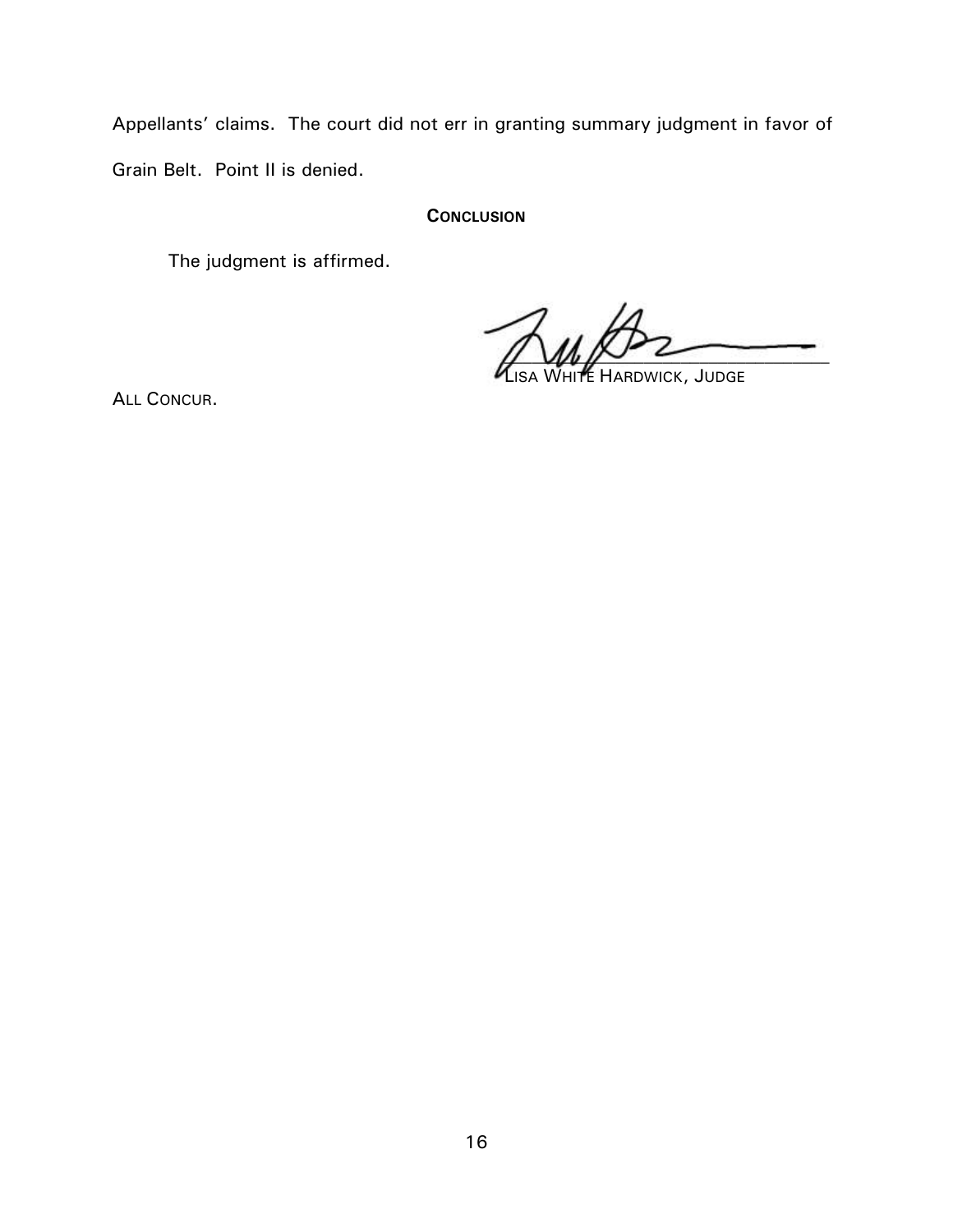Appellants' claims. The court did not err in granting summary judgment in favor of Grain Belt. Point II is denied.

## CONCLUSION

The judgment is affirmed.

LISA WHITE HARDWICK, JUDGE

ALL CONCUR.